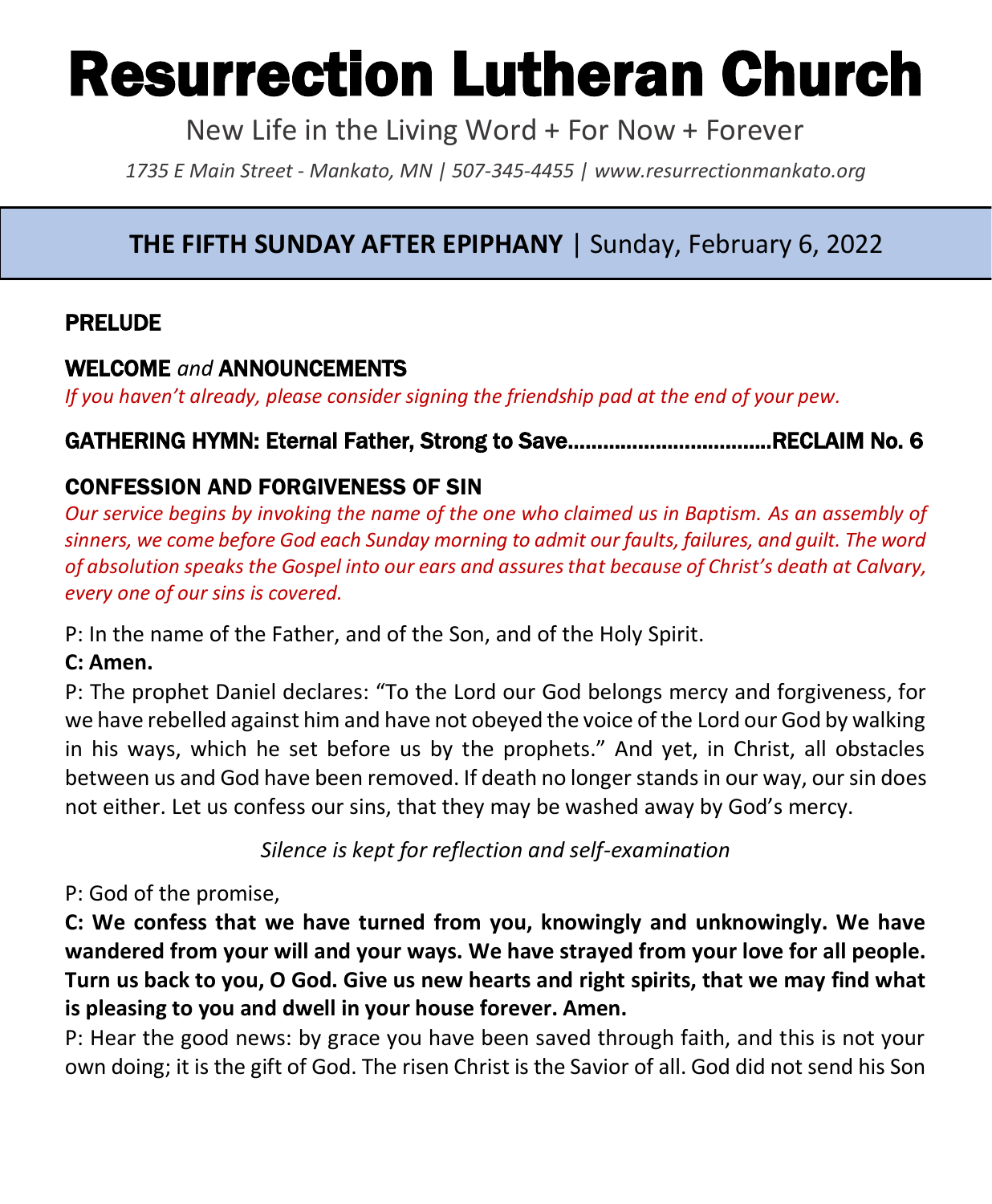# Resurrection Lutheran Church

New Life in the Living Word + For Now + Forever

*1735 E Main Street - Mankato, MN | 507-345-4455 | www.resurrectionmankato.org*

## THE FIFTH SUNDAY AFTER EPIPHANY | Sunday, February 6, 2022

### PRELUDE

### WELCOME *and* ANNOUNCEMENTS

*If you haven't already, please consider signing the friendship pad at the end of your pew.*

### GATHERING HYMN: Eternal Father, Strong to Save..................................RECLAIM No. 6

### CONFESSION AND FORGIVENESS OF SIN

*Our service begins by invoking the name of the one who claimed us in Baptism. As an assembly of sinners, we come before God each Sunday morning to admit our faults, failures, and guilt. The word of absolution speaks the Gospel into our ears and assures that because of Christ's death at Calvary, every one of our sins is covered.*

P: In the name of the Father, and of the Son, and of the Holy Spirit.

**C: Amen.**

P: The prophet Daniel declares: "To the Lord our God belongs mercy and forgiveness, for we have rebelled against him and have not obeyed the voice of the Lord our God by walking in his ways, which he set before us by the prophets." And yet, in Christ, all obstacles between us and God have been removed. If death no longer stands in our way, our sin does not either. Let us confess our sins, that they may be washed away by God's mercy.

*Silence is kept for reflection and self-examination*

P: God of the promise,

**C: We confess that we have turned from you, knowingly and unknowingly. We have wandered from your will and your ways. We have strayed from your love for all people. Turn us back to you, O God. Give us new hearts and right spirits, that we may find what is pleasing to you and dwell in your house forever. Amen.**

P: Hear the good news: by grace you have been saved through faith, and this is not your own doing; it is the gift of God. The risen Christ is the Savior of all. God did not send his Son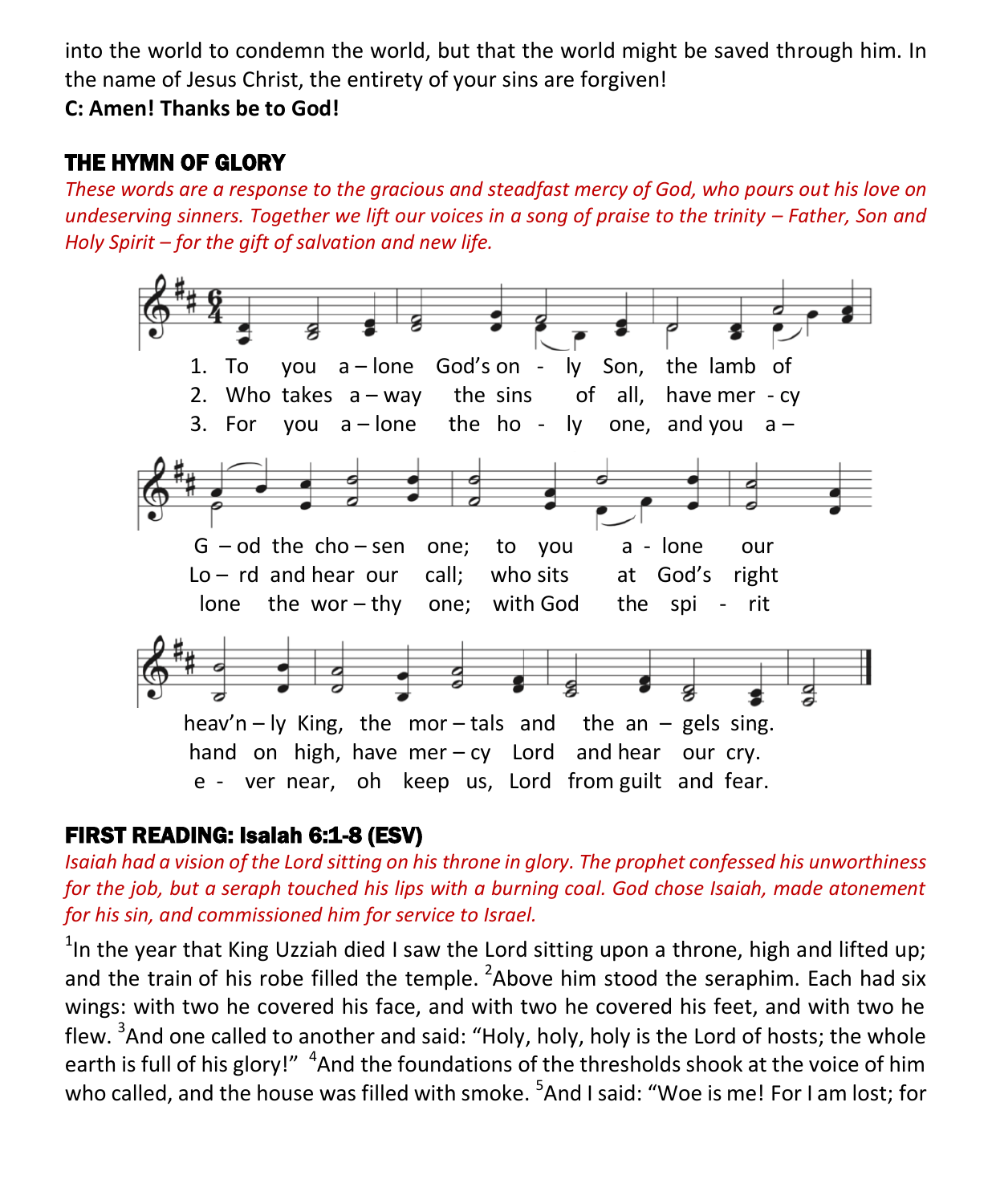into the world to condemn the world, but that the world might be saved through him. In the name of Jesus Christ, the entirety of your sins are forgiven!

**C: Amen! Thanks be to God!**

## THE HYMN OF GLORY

*These words are a response to the gracious and steadfast mercy of God, who pours out his love on undeserving sinners. Together we lift our voices in a song of praise to the trinity – Father, Son and Holy Spirit – for the gift of salvation and new life.*

1. To you a – lone God's on - ly Son, the lamb of G – od the cho – sen one; to you a - lone our heav'n – ly King, the mor – tals and the an – gels sing.
2. Who takes a – way the sins of all, have mer - cy Lo – rd and hear our call; who sits at God's right hand on high, have mer – cy Lord and hear our cry.
3. For you a – lone the ho - ly one, and you a – lone the wor – thy one; with God the spi - rit e - ver near, oh keep us, Lord from guilt and fear.

## FIRST READING: Isalah 6:1-8 (ESV)

*Isaiah had a vision of the Lord sitting on his throne in glory. The prophet confessed his unworthiness for the job, but a seraph touched his lips with a burning coal. God chose Isaiah, made atonement for his sin, and commissioned him for service to Israel.*

[1]In the year that King Uzziah died I saw the Lord sitting upon a throne, high and lifted up; and the train of his robe filled the temple. [2]Above him stood the seraphim. Each had six wings: with two he covered his face, and with two he covered his feet, and with two he flew. [3]And one called to another and said: "Holy, holy, holy is the Lord of hosts; the whole earth is full of his glory!" [4]And the foundations of the thresholds shook at the voice of him who called, and the house was filled with smoke. [5]And I said: "Woe is me! For I am lost; for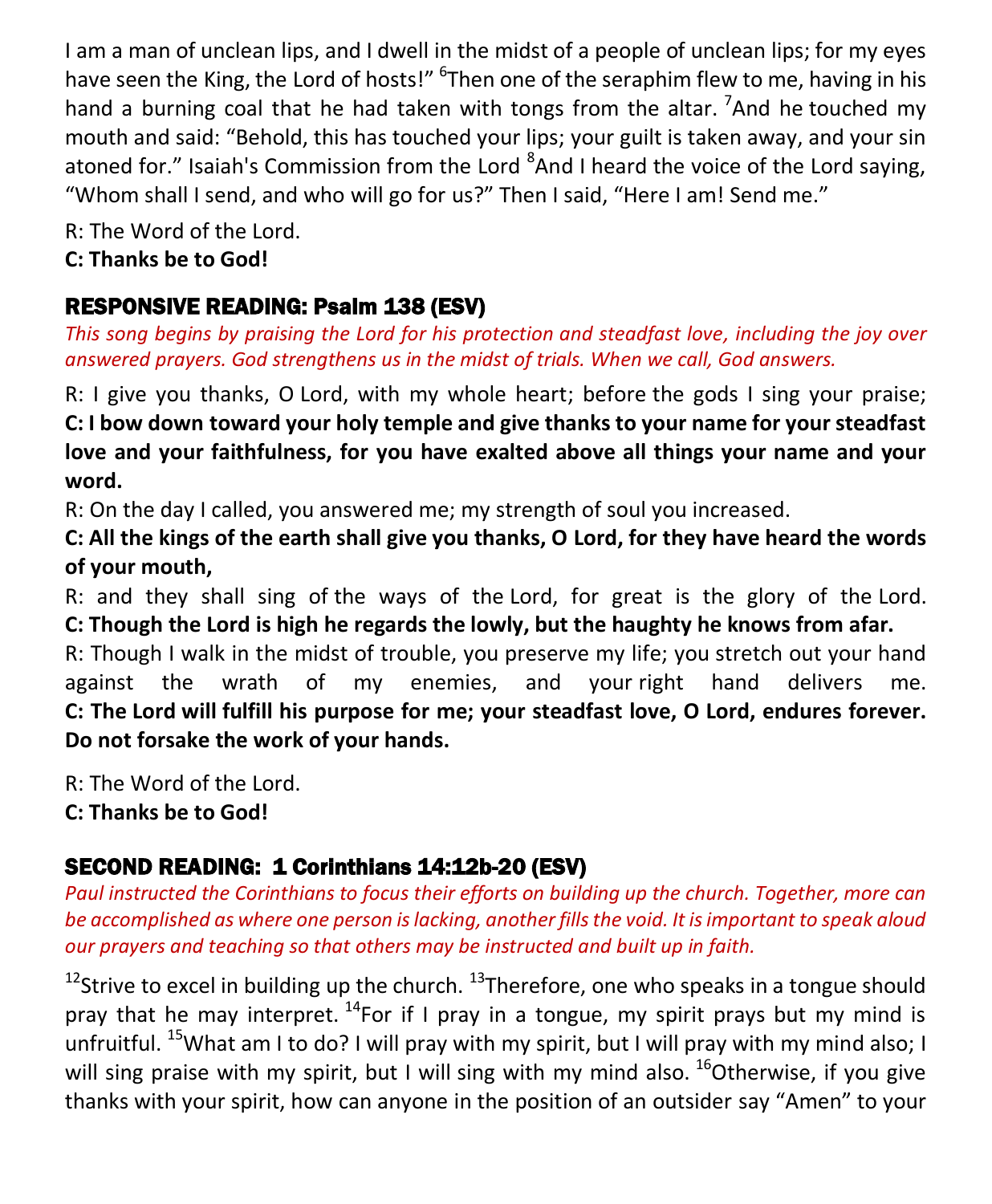I am a man of unclean lips, and I dwell in the midst of a people of unclean lips; for my eyes have seen the King, the Lord of hosts!" [6]Then one of the seraphim flew to me, having in his hand a burning coal that he had taken with tongs from the altar. [7]And he touched my mouth and said: "Behold, this has touched your lips; your guilt is taken away, and your sin atoned for." Isaiah's Commission from the Lord [8]And I heard the voice of the Lord saying, "Whom shall I send, and who will go for us?" Then I said, "Here I am! Send me."

R: The Word of the Lord.
**C: Thanks be to God!**

## RESPONSIVE READING: Psalm 138 (ESV)

*This song begins by praising the Lord for his protection and steadfast love, including the joy over answered prayers. God strengthens us in the midst of trials. When we call, God answers.*

R: I give you thanks, O Lord, with my whole heart; before the gods I sing your praise;
**C: I bow down toward your holy temple and give thanks to your name for your steadfast love and your faithfulness, for you have exalted above all things your name and your word.**
R: On the day I called, you answered me; my strength of soul you increased.
**C: All the kings of the earth shall give you thanks, O Lord, for they have heard the words of your mouth,**
R: and they shall sing of the ways of the Lord, for great is the glory of the Lord.
**C: Though the Lord is high he regards the lowly, but the haughty he knows from afar.**
R: Though I walk in the midst of trouble, you preserve my life; you stretch out your hand against the wrath of my enemies, and your right hand delivers me.
**C: The Lord will fulfill his purpose for me; your steadfast love, O Lord, endures forever. Do not forsake the work of your hands.**

R: The Word of the Lord.
**C: Thanks be to God!**

## SECOND READING: 1 Corinthians 14:12b-20 (ESV)

*Paul instructed the Corinthians to focus their efforts on building up the church. Together, more can be accomplished as where one person is lacking, another fills the void. It is important to speak aloud our prayers and teaching so that others may be instructed and built up in faith.*

[12]Strive to excel in building up the church. [13]Therefore, one who speaks in a tongue should pray that he may interpret. [14]For if I pray in a tongue, my spirit prays but my mind is unfruitful. [15]What am I to do? I will pray with my spirit, but I will pray with my mind also; I will sing praise with my spirit, but I will sing with my mind also. [16]Otherwise, if you give thanks with your spirit, how can anyone in the position of an outsider say "Amen" to your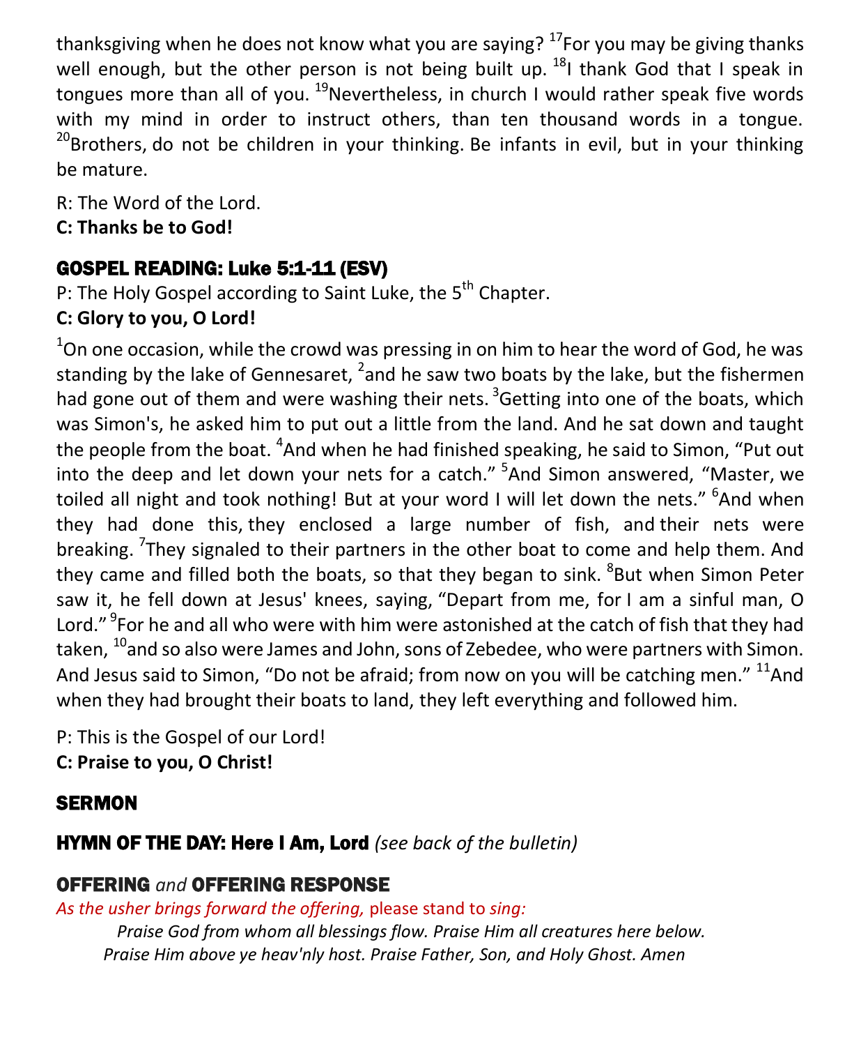thanksgiving when he does not know what you are saying? [17]For you may be giving thanks well enough, but the other person is not being built up. [18]I thank God that I speak in tongues more than all of you. [19]Nevertheless, in church I would rather speak five words with my mind in order to instruct others, than ten thousand words in a tongue. [20]Brothers, do not be children in your thinking. Be infants in evil, but in your thinking be mature.

R: The Word of the Lord.
**C: Thanks be to God!**

## GOSPEL READING: Luke 5:1-11 (ESV)

P: The Holy Gospel according to Saint Luke, the 5th Chapter.
**C: Glory to you, O Lord!**

[1]On one occasion, while the crowd was pressing in on him to hear the word of God, he was standing by the lake of Gennesaret, [2]and he saw two boats by the lake, but the fishermen had gone out of them and were washing their nets. [3]Getting into one of the boats, which was Simon's, he asked him to put out a little from the land. And he sat down and taught the people from the boat. [4]And when he had finished speaking, he said to Simon, "Put out into the deep and let down your nets for a catch." [5]And Simon answered, "Master, we toiled all night and took nothing! But at your word I will let down the nets." [6]And when they had done this, they enclosed a large number of fish, and their nets were breaking. [7]They signaled to their partners in the other boat to come and help them. And they came and filled both the boats, so that they began to sink. [8]But when Simon Peter saw it, he fell down at Jesus' knees, saying, "Depart from me, for I am a sinful man, O Lord." [9]For he and all who were with him were astonished at the catch of fish that they had taken, [10]and so also were James and John, sons of Zebedee, who were partners with Simon. And Jesus said to Simon, "Do not be afraid; from now on you will be catching men." [11]And when they had brought their boats to land, they left everything and followed him.

P: This is the Gospel of our Lord!
**C: Praise to you, O Christ!**

## SERMON

## HYMN OF THE DAY: Here I Am, Lord *(see back of the bulletin)*

## OFFERING *and* OFFERING RESPONSE

*As the usher brings forward the offering,* please stand to *sing:*

*Praise God from whom all blessings flow. Praise Him all creatures here below.*
*Praise Him above ye heav'nly host. Praise Father, Son, and Holy Ghost. Amen*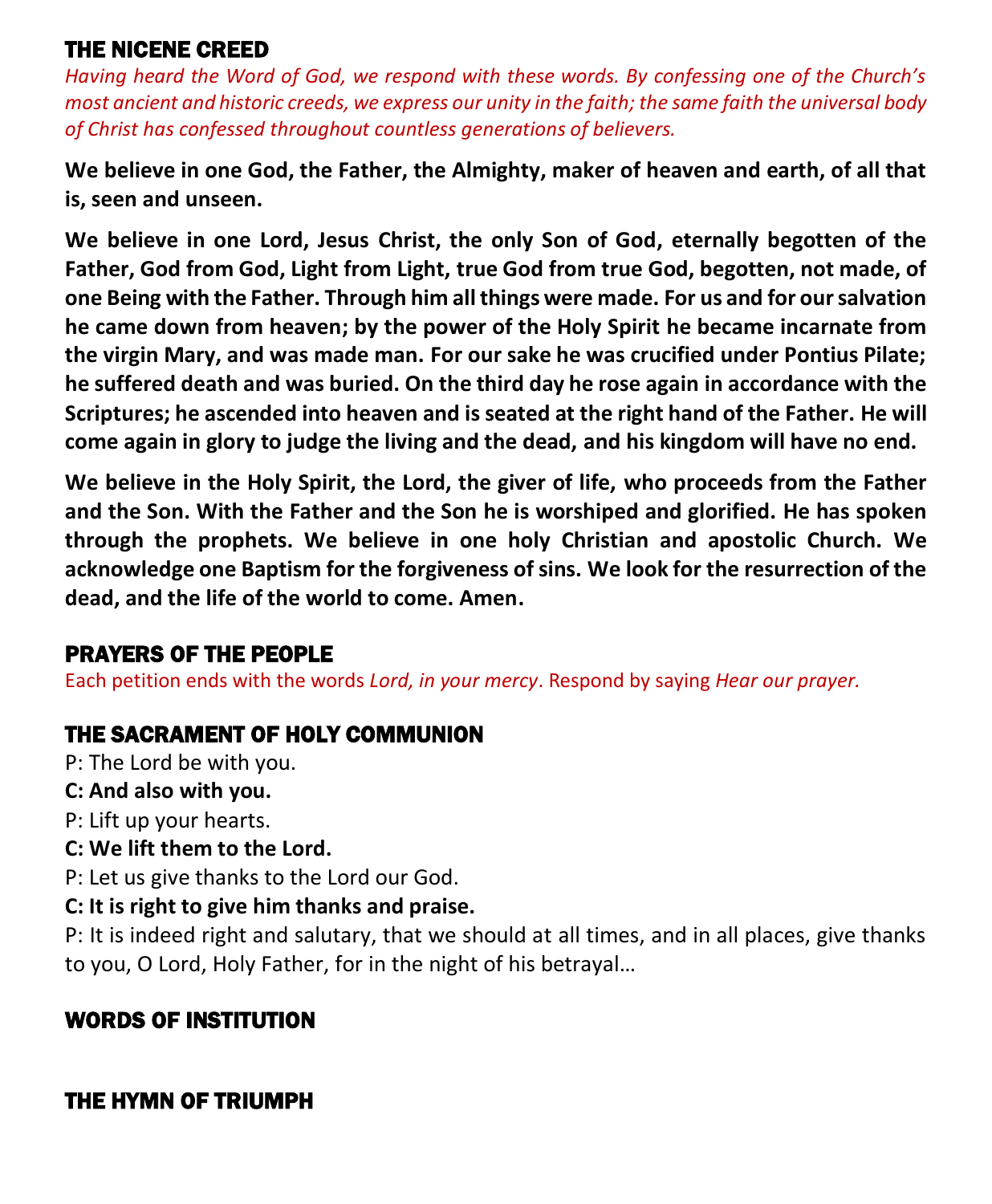## THE NICENE CREED

*Having heard the Word of God, we respond with these words. By confessing one of the Church's most ancient and historic creeds, we express our unity in the faith; the same faith the universal body of Christ has confessed throughout countless generations of believers.*

**We believe in one God, the Father, the Almighty, maker of heaven and earth, of all that is, seen and unseen.**

**We believe in one Lord, Jesus Christ, the only Son of God, eternally begotten of the Father, God from God, Light from Light, true God from true God, begotten, not made, of one Being with the Father. Through him all things were made. For us and for our salvation he came down from heaven; by the power of the Holy Spirit he became incarnate from the virgin Mary, and was made man. For our sake he was crucified under Pontius Pilate; he suffered death and was buried. On the third day he rose again in accordance with the Scriptures; he ascended into heaven and is seated at the right hand of the Father. He will come again in glory to judge the living and the dead, and his kingdom will have no end.**

**We believe in the Holy Spirit, the Lord, the giver of life, who proceeds from the Father and the Son. With the Father and the Son he is worshiped and glorified. He has spoken through the prophets. We believe in one holy Christian and apostolic Church. We acknowledge one Baptism for the forgiveness of sins. We look for the resurrection of the dead, and the life of the world to come. Amen.**

## PRAYERS OF THE PEOPLE

Each petition ends with the words *Lord, in your mercy*. Respond by saying *Hear our prayer.*

## THE SACRAMENT OF HOLY COMMUNION

P: The Lord be with you.

**C: And also with you.**

P: Lift up your hearts.

**C: We lift them to the Lord.**

P: Let us give thanks to the Lord our God.

**C: It is right to give him thanks and praise.**

P: It is indeed right and salutary, that we should at all times, and in all places, give thanks to you, O Lord, Holy Father, for in the night of his betrayal…

## WORDS OF INSTITUTION

## THE HYMN OF TRIUMPH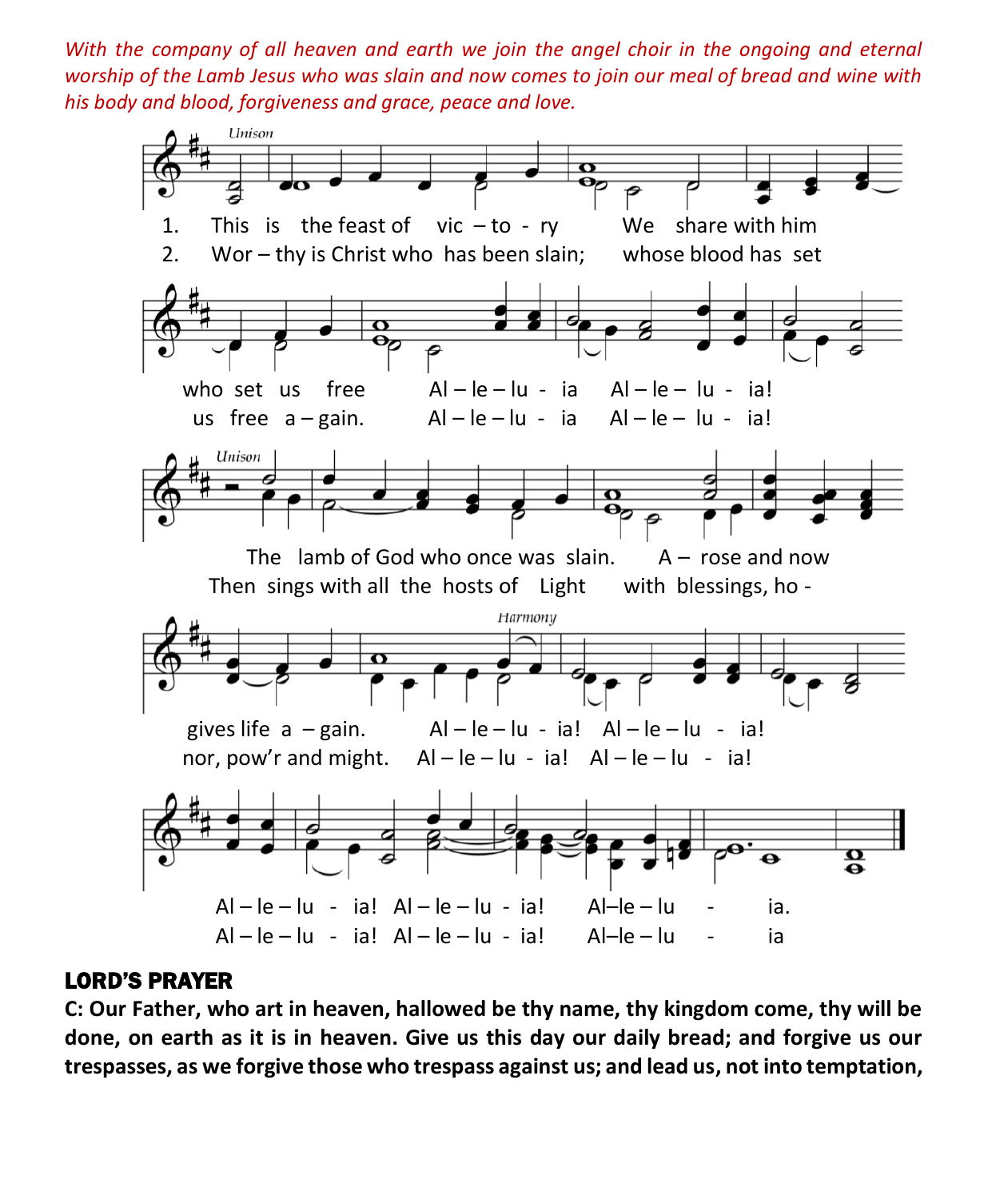*With the company of all heaven and earth we join the angel choir in the ongoing and eternal worship of the Lamb Jesus who was slain and now comes to join our meal of bread and wine with his body and blood, forgiveness and grace, peace and love.*

Unison

1. This is the feast of vic – to - ry We share with him who set us free Al – le – lu - ia Al – le – lu - ia!
2. Wor – thy is Christ who has been slain; whose blood has set us free a – gain. Al – le – lu - ia Al – le – lu - ia!

Unison

The lamb of God who once was slain. A – rose and now gives life a – gain. Al – le – lu - ia! Al – le – lu - ia!

Then sings with all the hosts of Light with blessings, ho - nor, pow'r and might. Al – le – lu - ia! Al – le – lu - ia!

Harmony

Al – le – lu - ia! Al – le – lu - ia! Al–le – lu - ia.

Al – le – lu - ia! Al – le – lu - ia! Al–le – lu - ia

## LORD'S PRAYER

**C: Our Father, who art in heaven, hallowed be thy name, thy kingdom come, thy will be done, on earth as it is in heaven. Give us this day our daily bread; and forgive us our trespasses, as we forgive those who trespass against us; and lead us, not into temptation,**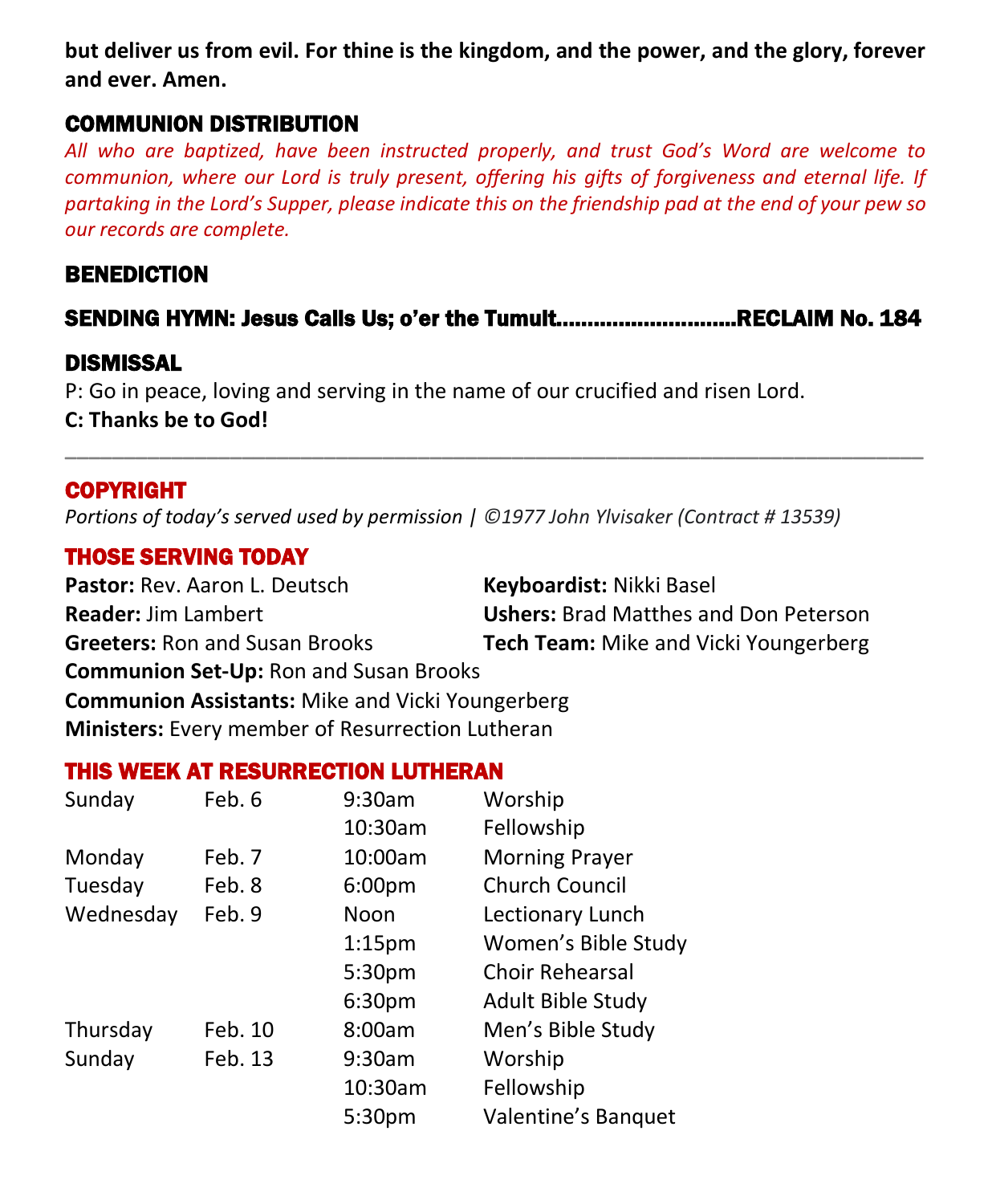**but deliver us from evil. For thine is the kingdom, and the power, and the glory, forever and ever. Amen.**

## COMMUNION DISTRIBUTION

*All who are baptized, have been instructed properly, and trust God's Word are welcome to communion, where our Lord is truly present, offering his gifts of forgiveness and eternal life. If partaking in the Lord's Supper, please indicate this on the friendship pad at the end of your pew so our records are complete.*

## BENEDICTION

## SENDING HYMN: Jesus Calls Us; o'er the Tumult............................RECLAIM No. 184

## DISMISSAL

P: Go in peace, loving and serving in the name of our crucified and risen Lord.

**C: Thanks be to God!**

---

## COPYRIGHT

*Portions of today's served used by permission | ©1977 John Ylvisaker (Contract # 13539)*

## THOSE SERVING TODAY

**Pastor:** Rev. Aaron L. Deutsch
**Reader:** Jim Lambert
**Greeters:** Ron and Susan Brooks
**Keyboardist:** Nikki Basel
**Ushers:** Brad Matthes and Don Peterson
**Tech Team:** Mike and Vicki Youngerberg
**Communion Set-Up:** Ron and Susan Brooks
**Communion Assistants:** Mike and Vicki Youngerberg
**Ministers:** Every member of Resurrection Lutheran

## THIS WEEK AT RESURRECTION LUTHERAN

| | | | |
|---|---|---|---|
| Sunday | Feb. 6 | 9:30am | Worship |
| | | 10:30am | Fellowship |
| Monday | Feb. 7 | 10:00am | Morning Prayer |
| Tuesday | Feb. 8 | 6:00pm | Church Council |
| Wednesday | Feb. 9 | Noon | Lectionary Lunch |
| | | 1:15pm | Women's Bible Study |
| | | 5:30pm | Choir Rehearsal |
| | | 6:30pm | Adult Bible Study |
| Thursday | Feb. 10 | 8:00am | Men's Bible Study |
| Sunday | Feb. 13 | 9:30am | Worship |
| | | 10:30am | Fellowship |
| | | 5:30pm | Valentine's Banquet |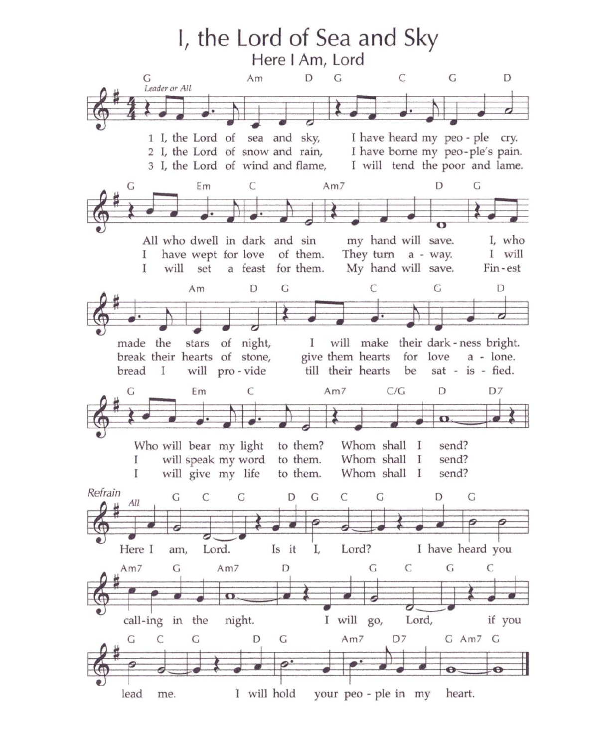# I, the Lord of Sea and Sky

## Here I Am, Lord

*Leader or All*

1 I, the Lord of sea and sky, I have heard my peo - ple cry.
All who dwell in dark and sin my hand will save.
I, who made the stars of night, I will make their dark - ness bright.
Who will bear my light to them? Whom shall I send?

2 I, the Lord of snow and rain, I have borne my peo-ple's pain.
I have wept for love of them. They turn a - way.
I will break their hearts of stone, give them hearts for love a - lone.
I will speak my word to them. Whom shall I send?

3 I, the Lord of wind and flame, I will tend the poor and lame.
I will set a feast for them. My hand will save.
Fin - est bread I will pro - vide till their hearts be sat - is - fied.
I will give my life to them. Whom shall I send?

*Refrain*

*All*

Here I am, Lord. Is it I, Lord? I have heard you call-ing in the night.
I will go, Lord, if you lead me. I will hold your peo - ple in my heart.